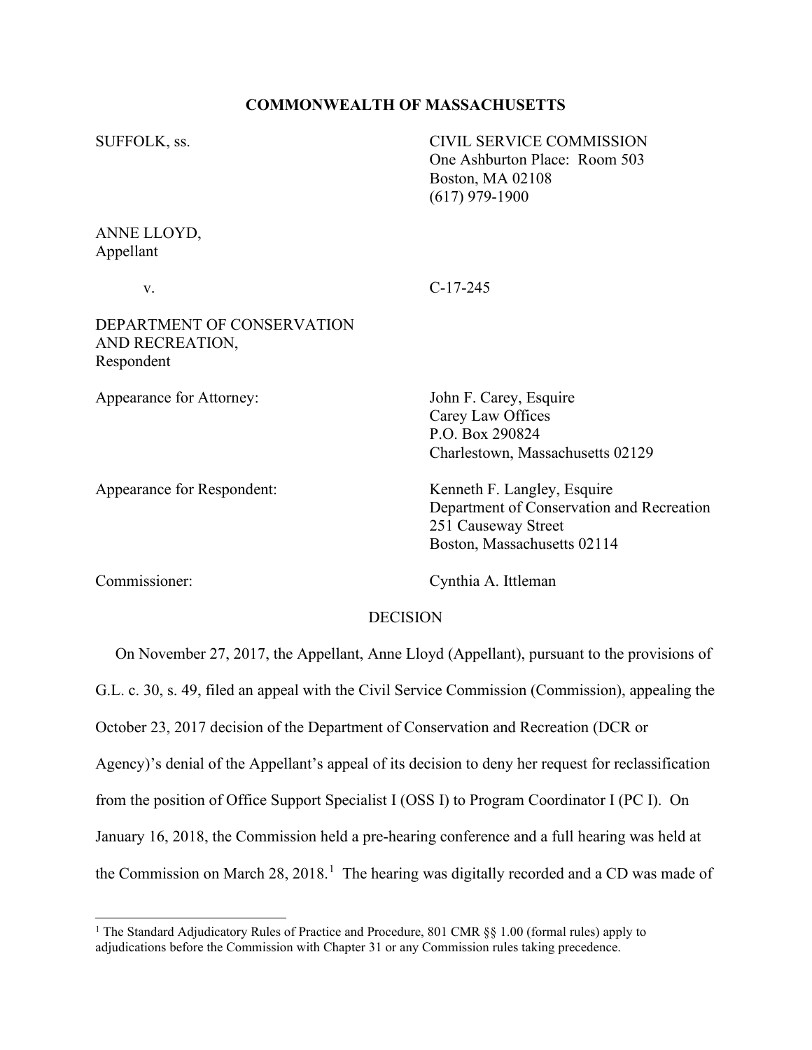**COMMONWEALTH OF MASSACHUSETTS**

SUFFOLK, ss.

CIVIL SERVICE COMMISSION
One Ashburton Place: Room 503
Boston, MA 02108
(617) 979-1900

ANNE LLOYD,
Appellant

v.

C-17-245

DEPARTMENT OF CONSERVATION
AND RECREATION,
Respondent

Appearance for Attorney:

John F. Carey, Esquire
Carey Law Offices
P.O. Box 290824
Charlestown, Massachusetts 02129

Appearance for Respondent:

Kenneth F. Langley, Esquire
Department of Conservation and Recreation
251 Causeway Street
Boston, Massachusetts 02114

Commissioner:

Cynthia A. Ittleman

DECISION

On November 27, 2017, the Appellant, Anne Lloyd (Appellant), pursuant to the provisions of G.L. c. 30, s. 49, filed an appeal with the Civil Service Commission (Commission), appealing the October 23, 2017 decision of the Department of Conservation and Recreation (DCR or Agency)'s denial of the Appellant's appeal of its decision to deny her request for reclassification from the position of Office Support Specialist I (OSS I) to Program Coordinator I (PC I). On January 16, 2018, the Commission held a pre-hearing conference and a full hearing was held at the Commission on March 28, 2018.[1] The hearing was digitally recorded and a CD was made of

[1] The Standard Adjudicatory Rules of Practice and Procedure, 801 CMR §§ 1.00 (formal rules) apply to adjudications before the Commission with Chapter 31 or any Commission rules taking precedence.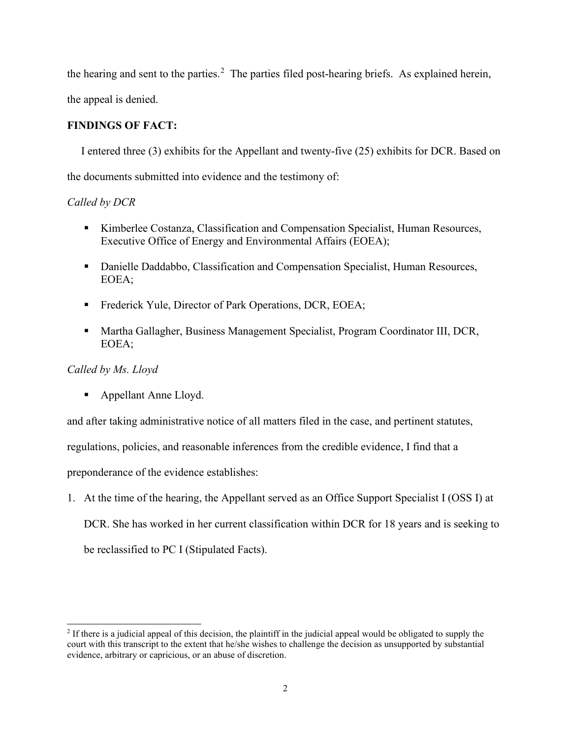the hearing and sent to the parties.[2] The parties filed post-hearing briefs. As explained herein, the appeal is denied.

**FINDINGS OF FACT:**

I entered three (3) exhibits for the Appellant and twenty-five (25) exhibits for DCR. Based on the documents submitted into evidence and the testimony of:

*Called by DCR*

- Kimberlee Costanza, Classification and Compensation Specialist, Human Resources, Executive Office of Energy and Environmental Affairs (EOEA);
- Danielle Daddabbo, Classification and Compensation Specialist, Human Resources, EOEA;
- Frederick Yule, Director of Park Operations, DCR, EOEA;
- Martha Gallagher, Business Management Specialist, Program Coordinator III, DCR, EOEA;

*Called by Ms. Lloyd*

- Appellant Anne Lloyd.

and after taking administrative notice of all matters filed in the case, and pertinent statutes, regulations, policies, and reasonable inferences from the credible evidence, I find that a preponderance of the evidence establishes:

1. At the time of the hearing, the Appellant served as an Office Support Specialist I (OSS I) at DCR. She has worked in her current classification within DCR for 18 years and is seeking to be reclassified to PC I (Stipulated Facts).

---

[2] If there is a judicial appeal of this decision, the plaintiff in the judicial appeal would be obligated to supply the court with this transcript to the extent that he/she wishes to challenge the decision as unsupported by substantial evidence, arbitrary or capricious, or an abuse of discretion.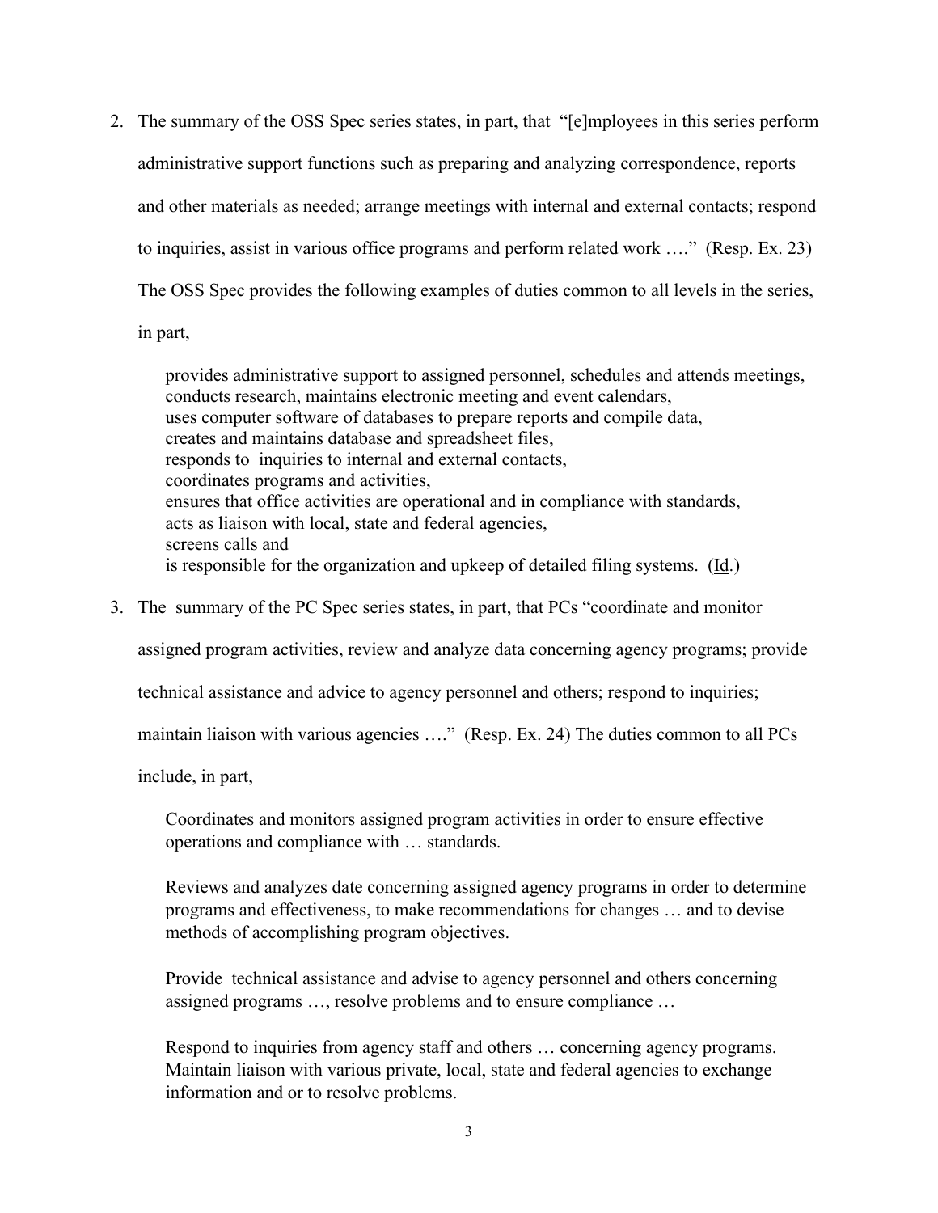2. The summary of the OSS Spec series states, in part, that "[e]mployees in this series perform administrative support functions such as preparing and analyzing correspondence, reports and other materials as needed; arrange meetings with internal and external contacts; respond to inquiries, assist in various office programs and perform related work …." (Resp. Ex. 23) The OSS Spec provides the following examples of duties common to all levels in the series, in part,

   > provides administrative support to assigned personnel, schedules and attends meetings,
   > conducts research, maintains electronic meeting and event calendars,
   > uses computer software of databases to prepare reports and compile data,
   > creates and maintains database and spreadsheet files,
   > responds to inquiries to internal and external contacts,
   > coordinates programs and activities,
   > ensures that office activities are operational and in compliance with standards,
   > acts as liaison with local, state and federal agencies,
   > screens calls and
   > is responsible for the organization and upkeep of detailed filing systems. (Id.)

3. The summary of the PC Spec series states, in part, that PCs "coordinate and monitor assigned program activities, review and analyze data concerning agency programs; provide technical assistance and advice to agency personnel and others; respond to inquiries; maintain liaison with various agencies …." (Resp. Ex. 24) The duties common to all PCs include, in part,

   > Coordinates and monitors assigned program activities in order to ensure effective operations and compliance with … standards.
   >
   > Reviews and analyzes date concerning assigned agency programs in order to determine programs and effectiveness, to make recommendations for changes … and to devise methods of accomplishing program objectives.
   >
   > Provide technical assistance and advise to agency personnel and others concerning assigned programs …, resolve problems and to ensure compliance …
   >
   > Respond to inquiries from agency staff and others … concerning agency programs. Maintain liaison with various private, local, state and federal agencies to exchange information and or to resolve problems.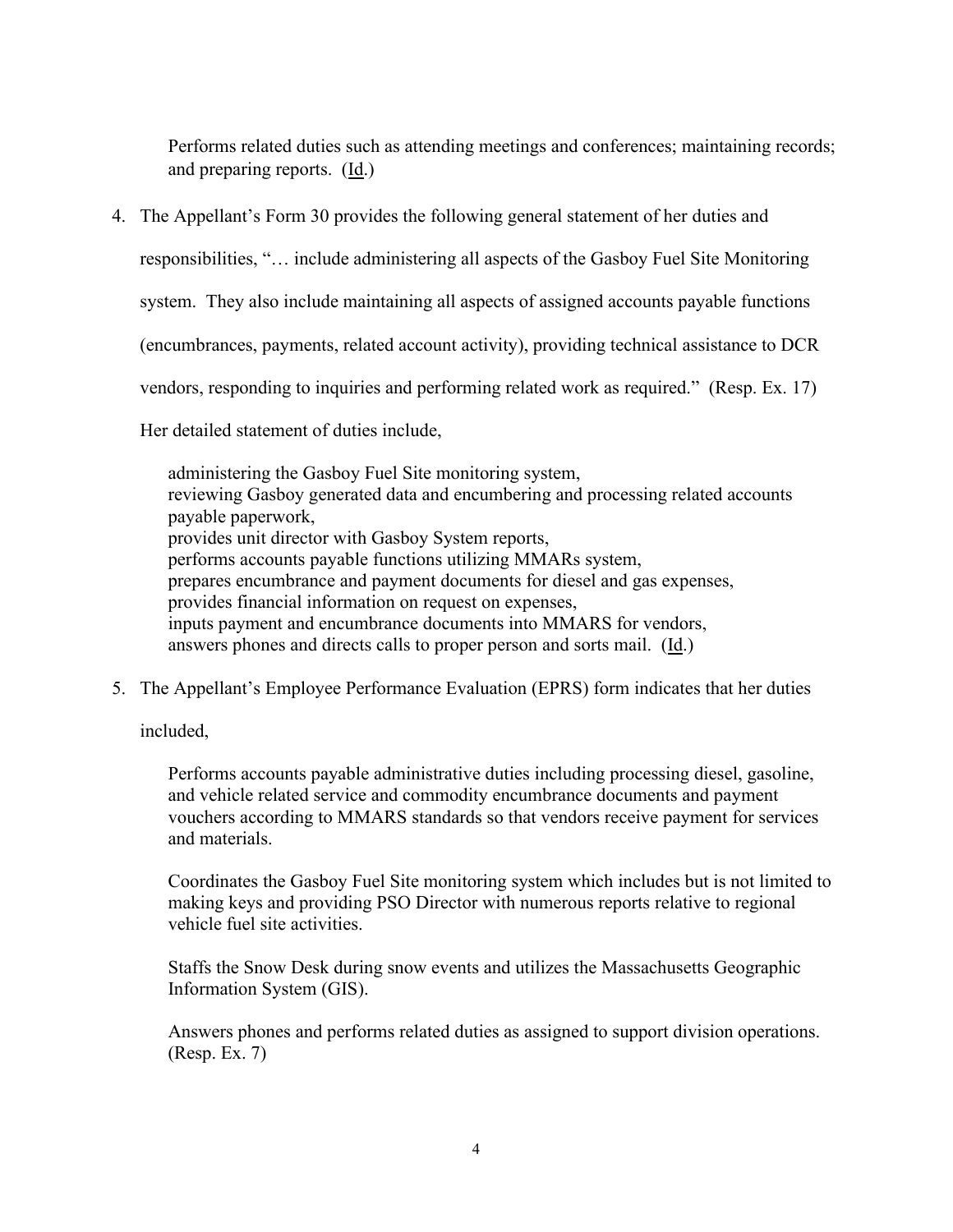Performs related duties such as attending meetings and conferences; maintaining records; and preparing reports. (Id.)

4. The Appellant's Form 30 provides the following general statement of her duties and responsibilities, "… include administering all aspects of the Gasboy Fuel Site Monitoring system. They also include maintaining all aspects of assigned accounts payable functions (encumbrances, payments, related account activity), providing technical assistance to DCR vendors, responding to inquiries and performing related work as required." (Resp. Ex. 17)

   Her detailed statement of duties include,

   > administering the Gasboy Fuel Site monitoring system,
   > reviewing Gasboy generated data and encumbering and processing related accounts payable paperwork,
   > provides unit director with Gasboy System reports,
   > performs accounts payable functions utilizing MMARs system,
   > prepares encumbrance and payment documents for diesel and gas expenses,
   > provides financial information on request on expenses,
   > inputs payment and encumbrance documents into MMARS for vendors,
   > answers phones and directs calls to proper person and sorts mail. (Id.)

5. The Appellant's Employee Performance Evaluation (EPRS) form indicates that her duties included,

   > Performs accounts payable administrative duties including processing diesel, gasoline, and vehicle related service and commodity encumbrance documents and payment vouchers according to MMARS standards so that vendors receive payment for services and materials.
   >
   > Coordinates the Gasboy Fuel Site monitoring system which includes but is not limited to making keys and providing PSO Director with numerous reports relative to regional vehicle fuel site activities.
   >
   > Staffs the Snow Desk during snow events and utilizes the Massachusetts Geographic Information System (GIS).
   >
   > Answers phones and performs related duties as assigned to support division operations. (Resp. Ex. 7)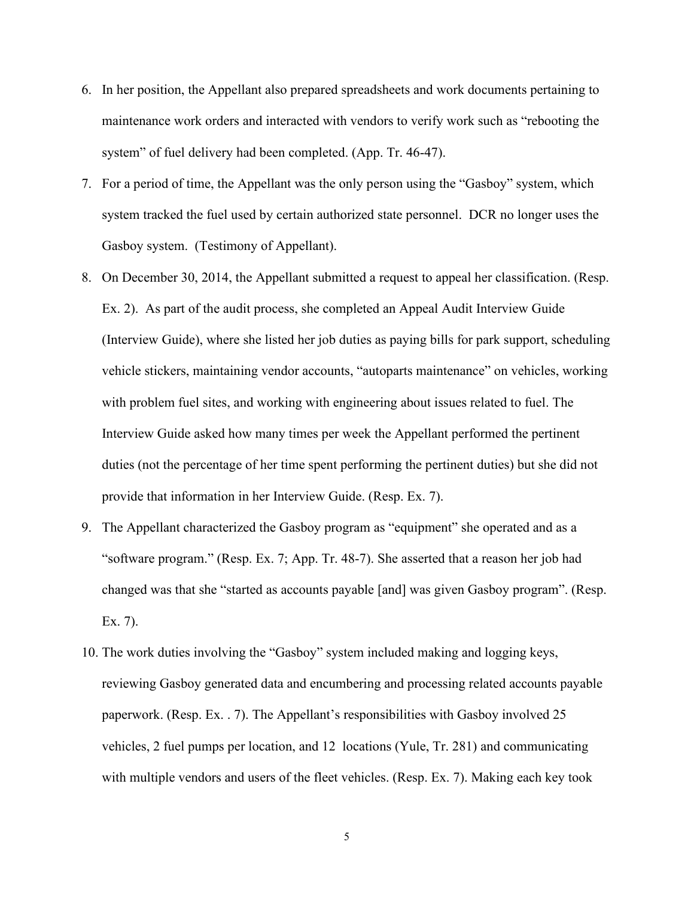6. In her position, the Appellant also prepared spreadsheets and work documents pertaining to maintenance work orders and interacted with vendors to verify work such as "rebooting the system" of fuel delivery had been completed. (App. Tr. 46-47).

7. For a period of time, the Appellant was the only person using the "Gasboy" system, which system tracked the fuel used by certain authorized state personnel. DCR no longer uses the Gasboy system. (Testimony of Appellant).

8. On December 30, 2014, the Appellant submitted a request to appeal her classification. (Resp. Ex. 2). As part of the audit process, she completed an Appeal Audit Interview Guide (Interview Guide), where she listed her job duties as paying bills for park support, scheduling vehicle stickers, maintaining vendor accounts, "autoparts maintenance" on vehicles, working with problem fuel sites, and working with engineering about issues related to fuel. The Interview Guide asked how many times per week the Appellant performed the pertinent duties (not the percentage of her time spent performing the pertinent duties) but she did not provide that information in her Interview Guide. (Resp. Ex. 7).

9. The Appellant characterized the Gasboy program as "equipment" she operated and as a "software program." (Resp. Ex. 7; App. Tr. 48-7). She asserted that a reason her job had changed was that she "started as accounts payable [and] was given Gasboy program". (Resp. Ex. 7).

10. The work duties involving the "Gasboy" system included making and logging keys, reviewing Gasboy generated data and encumbering and processing related accounts payable paperwork. (Resp. Ex. . 7). The Appellant's responsibilities with Gasboy involved 25 vehicles, 2 fuel pumps per location, and 12 locations (Yule, Tr. 281) and communicating with multiple vendors and users of the fleet vehicles. (Resp. Ex. 7). Making each key took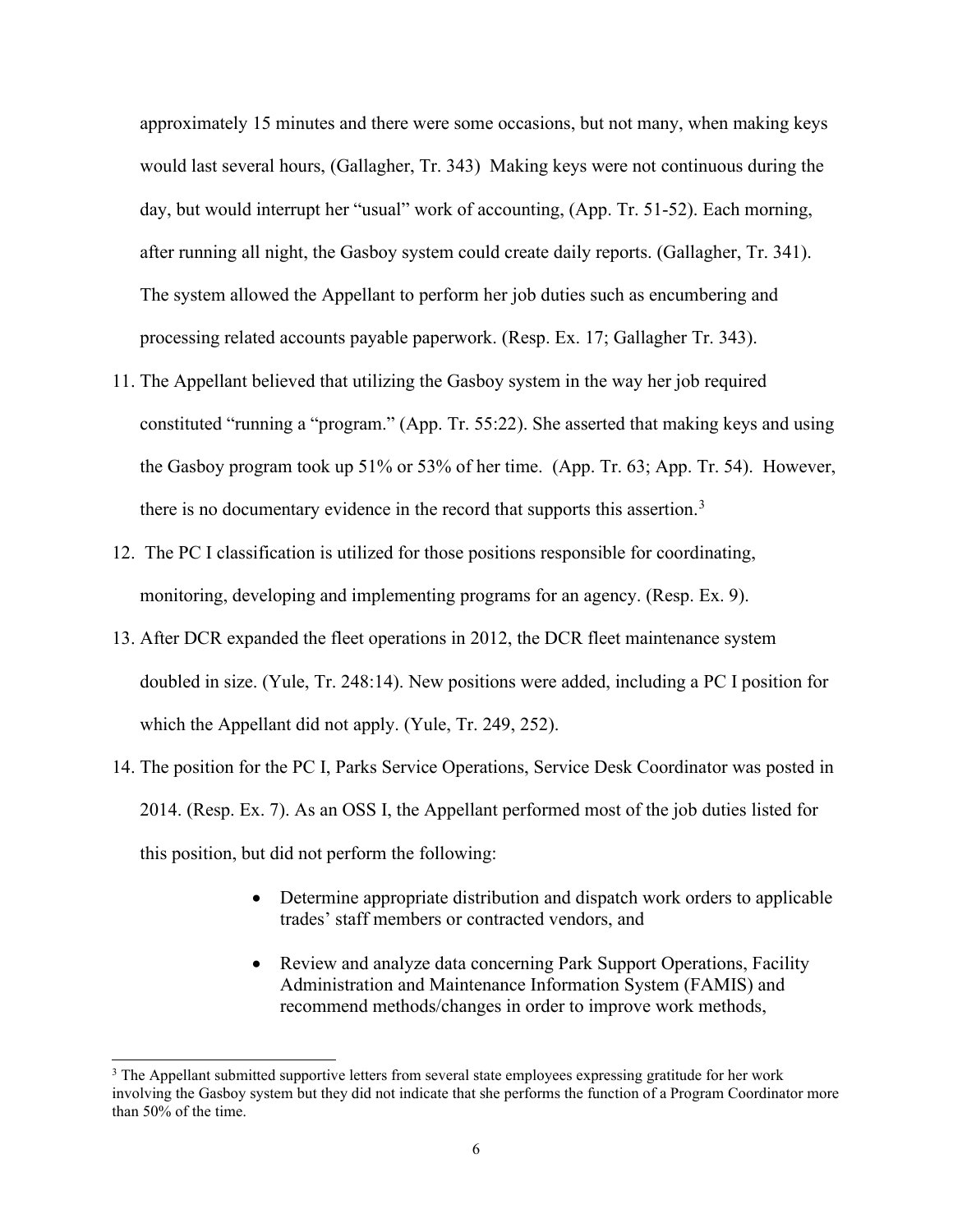approximately 15 minutes and there were some occasions, but not many, when making keys would last several hours, (Gallagher, Tr. 343) Making keys were not continuous during the day, but would interrupt her "usual" work of accounting, (App. Tr. 51-52). Each morning, after running all night, the Gasboy system could create daily reports. (Gallagher, Tr. 341). The system allowed the Appellant to perform her job duties such as encumbering and processing related accounts payable paperwork. (Resp. Ex. 17; Gallagher Tr. 343).

11. The Appellant believed that utilizing the Gasboy system in the way her job required constituted "running a "program." (App. Tr. 55:22). She asserted that making keys and using the Gasboy program took up 51% or 53% of her time. (App. Tr. 63; App. Tr. 54). However, there is no documentary evidence in the record that supports this assertion.[3]
12. The PC I classification is utilized for those positions responsible for coordinating, monitoring, developing and implementing programs for an agency. (Resp. Ex. 9).
13. After DCR expanded the fleet operations in 2012, the DCR fleet maintenance system doubled in size. (Yule, Tr. 248:14). New positions were added, including a PC I position for which the Appellant did not apply. (Yule, Tr. 249, 252).
14. The position for the PC I, Parks Service Operations, Service Desk Coordinator was posted in 2014. (Resp. Ex. 7). As an OSS I, the Appellant performed most of the job duties listed for this position, but did not perform the following:

    - Determine appropriate distribution and dispatch work orders to applicable trades' staff members or contracted vendors, and
    - Review and analyze data concerning Park Support Operations, Facility Administration and Maintenance Information System (FAMIS) and recommend methods/changes in order to improve work methods,

[3] The Appellant submitted supportive letters from several state employees expressing gratitude for her work involving the Gasboy system but they did not indicate that she performs the function of a Program Coordinator more than 50% of the time.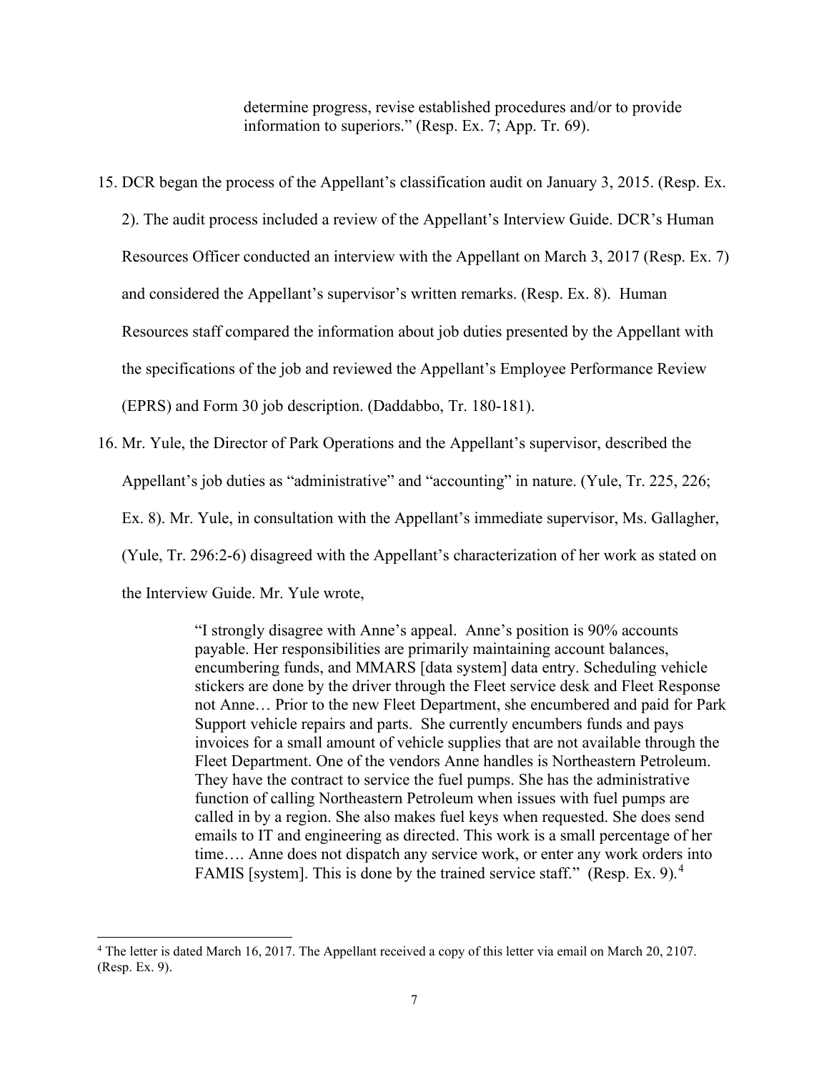> determine progress, revise established procedures and/or to provide information to superiors." (Resp. Ex. 7; App. Tr. 69).

15. DCR began the process of the Appellant's classification audit on January 3, 2015. (Resp. Ex. 2). The audit process included a review of the Appellant's Interview Guide. DCR's Human Resources Officer conducted an interview with the Appellant on March 3, 2017 (Resp. Ex. 7) and considered the Appellant's supervisor's written remarks. (Resp. Ex. 8). Human Resources staff compared the information about job duties presented by the Appellant with the specifications of the job and reviewed the Appellant's Employee Performance Review (EPRS) and Form 30 job description. (Daddabbo, Tr. 180-181).

16. Mr. Yule, the Director of Park Operations and the Appellant's supervisor, described the Appellant's job duties as "administrative" and "accounting" in nature. (Yule, Tr. 225, 226; Ex. 8). Mr. Yule, in consultation with the Appellant's immediate supervisor, Ms. Gallagher, (Yule, Tr. 296:2-6) disagreed with the Appellant's characterization of her work as stated on the Interview Guide. Mr. Yule wrote,

> "I strongly disagree with Anne's appeal. Anne's position is 90% accounts payable. Her responsibilities are primarily maintaining account balances, encumbering funds, and MMARS [data system] data entry. Scheduling vehicle stickers are done by the driver through the Fleet service desk and Fleet Response not Anne… Prior to the new Fleet Department, she encumbered and paid for Park Support vehicle repairs and parts. She currently encumbers funds and pays invoices for a small amount of vehicle supplies that are not available through the Fleet Department. One of the vendors Anne handles is Northeastern Petroleum. They have the contract to service the fuel pumps. She has the administrative function of calling Northeastern Petroleum when issues with fuel pumps are called in by a region. She also makes fuel keys when requested. She does send emails to IT and engineering as directed. This work is a small percentage of her time…. Anne does not dispatch any service work, or enter any work orders into FAMIS [system]. This is done by the trained service staff." (Resp. Ex. 9).[4]

---

[4] The letter is dated March 16, 2017. The Appellant received a copy of this letter via email on March 20, 2107. (Resp. Ex. 9).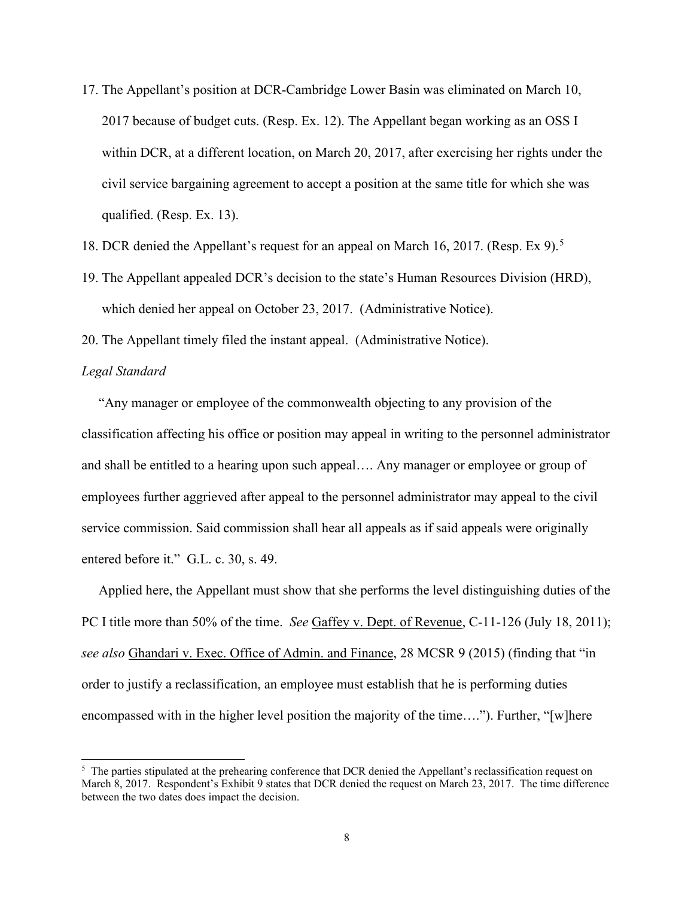17. The Appellant's position at DCR-Cambridge Lower Basin was eliminated on March 10, 2017 because of budget cuts. (Resp. Ex. 12). The Appellant began working as an OSS I within DCR, at a different location, on March 20, 2017, after exercising her rights under the civil service bargaining agreement to accept a position at the same title for which she was qualified. (Resp. Ex. 13).
18. DCR denied the Appellant's request for an appeal on March 16, 2017. (Resp. Ex 9).[5]
19. The Appellant appealed DCR's decision to the state's Human Resources Division (HRD), which denied her appeal on October 23, 2017. (Administrative Notice).
20. The Appellant timely filed the instant appeal. (Administrative Notice).

*Legal Standard*

"Any manager or employee of the commonwealth objecting to any provision of the classification affecting his office or position may appeal in writing to the personnel administrator and shall be entitled to a hearing upon such appeal…. Any manager or employee or group of employees further aggrieved after appeal to the personnel administrator may appeal to the civil service commission. Said commission shall hear all appeals as if said appeals were originally entered before it." G.L. c. 30, s. 49.

Applied here, the Appellant must show that she performs the level distinguishing duties of the PC I title more than 50% of the time. *See* Gaffey v. Dept. of Revenue, C-11-126 (July 18, 2011); *see also* Ghandari v. Exec. Office of Admin. and Finance, 28 MCSR 9 (2015) (finding that "in order to justify a reclassification, an employee must establish that he is performing duties encompassed with in the higher level position the majority of the time…."). Further, "[w]here

[5] The parties stipulated at the prehearing conference that DCR denied the Appellant's reclassification request on March 8, 2017. Respondent's Exhibit 9 states that DCR denied the request on March 23, 2017. The time difference between the two dates does impact the decision.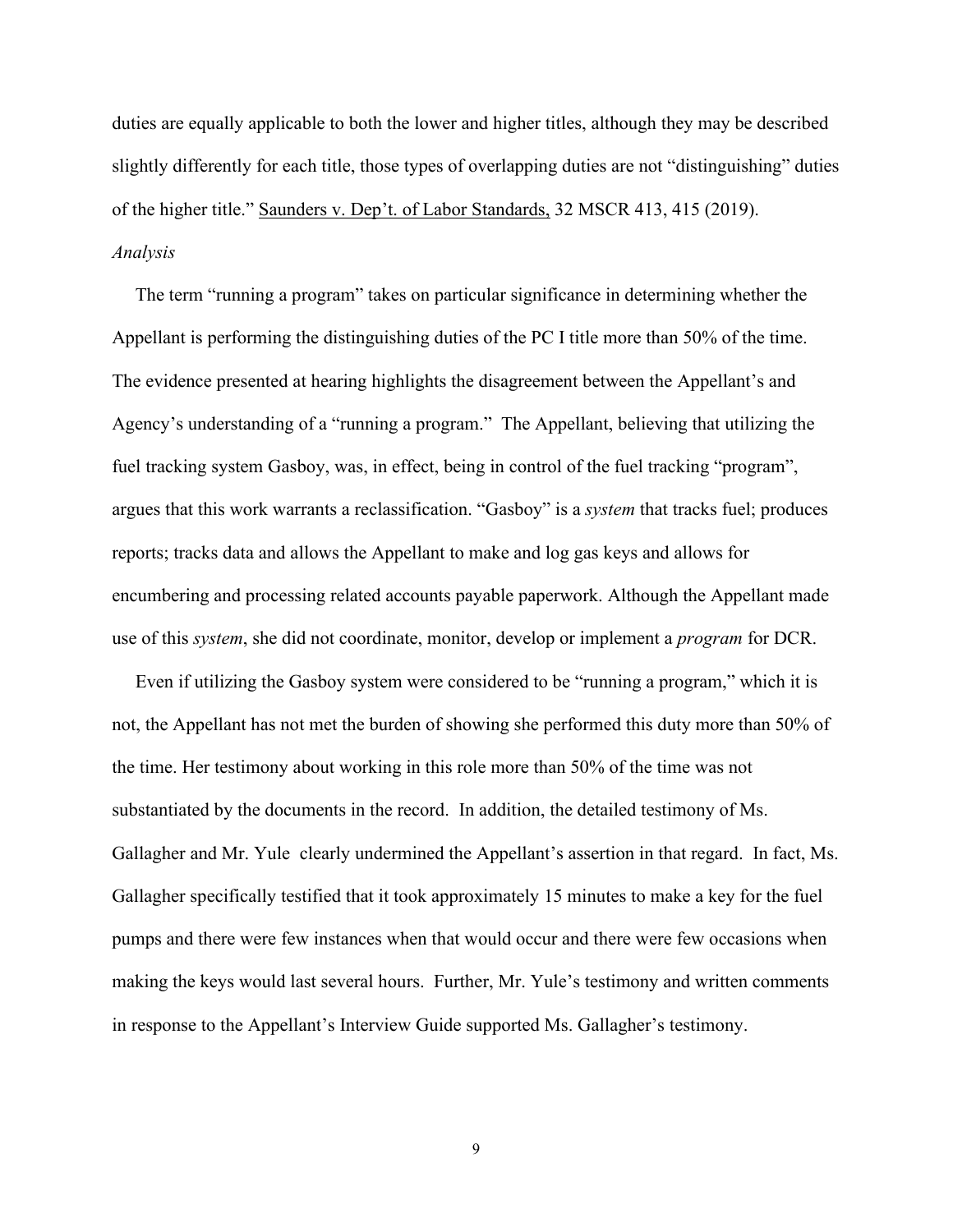duties are equally applicable to both the lower and higher titles, although they may be described slightly differently for each title, those types of overlapping duties are not "distinguishing" duties of the higher title." Saunders v. Dep't. of Labor Standards, 32 MSCR 413, 415 (2019).

*Analysis*

The term "running a program" takes on particular significance in determining whether the Appellant is performing the distinguishing duties of the PC I title more than 50% of the time. The evidence presented at hearing highlights the disagreement between the Appellant's and Agency's understanding of a "running a program." The Appellant, believing that utilizing the fuel tracking system Gasboy, was, in effect, being in control of the fuel tracking "program", argues that this work warrants a reclassification. "Gasboy" is a *system* that tracks fuel; produces reports; tracks data and allows the Appellant to make and log gas keys and allows for encumbering and processing related accounts payable paperwork. Although the Appellant made use of this *system*, she did not coordinate, monitor, develop or implement a *program* for DCR.

Even if utilizing the Gasboy system were considered to be "running a program," which it is not, the Appellant has not met the burden of showing she performed this duty more than 50% of the time. Her testimony about working in this role more than 50% of the time was not substantiated by the documents in the record. In addition, the detailed testimony of Ms. Gallagher and Mr. Yule clearly undermined the Appellant's assertion in that regard. In fact, Ms. Gallagher specifically testified that it took approximately 15 minutes to make a key for the fuel pumps and there were few instances when that would occur and there were few occasions when making the keys would last several hours. Further, Mr. Yule's testimony and written comments in response to the Appellant's Interview Guide supported Ms. Gallagher's testimony.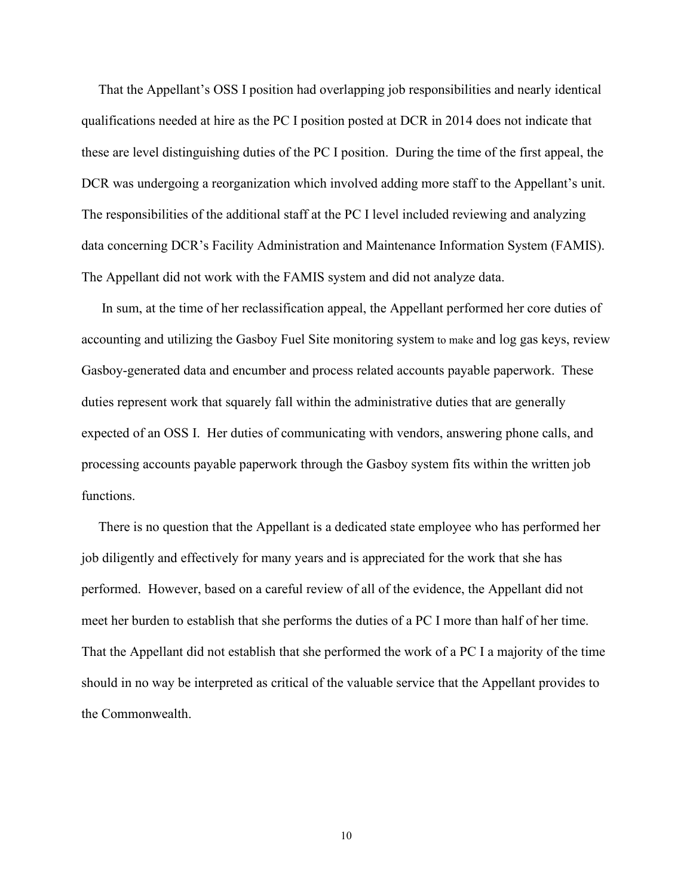That the Appellant's OSS I position had overlapping job responsibilities and nearly identical qualifications needed at hire as the PC I position posted at DCR in 2014 does not indicate that these are level distinguishing duties of the PC I position. During the time of the first appeal, the DCR was undergoing a reorganization which involved adding more staff to the Appellant's unit. The responsibilities of the additional staff at the PC I level included reviewing and analyzing data concerning DCR's Facility Administration and Maintenance Information System (FAMIS). The Appellant did not work with the FAMIS system and did not analyze data.

In sum, at the time of her reclassification appeal, the Appellant performed her core duties of accounting and utilizing the Gasboy Fuel Site monitoring system to make and log gas keys, review Gasboy-generated data and encumber and process related accounts payable paperwork. These duties represent work that squarely fall within the administrative duties that are generally expected of an OSS I. Her duties of communicating with vendors, answering phone calls, and processing accounts payable paperwork through the Gasboy system fits within the written job functions.

There is no question that the Appellant is a dedicated state employee who has performed her job diligently and effectively for many years and is appreciated for the work that she has performed. However, based on a careful review of all of the evidence, the Appellant did not meet her burden to establish that she performs the duties of a PC I more than half of her time. That the Appellant did not establish that she performed the work of a PC I a majority of the time should in no way be interpreted as critical of the valuable service that the Appellant provides to the Commonwealth.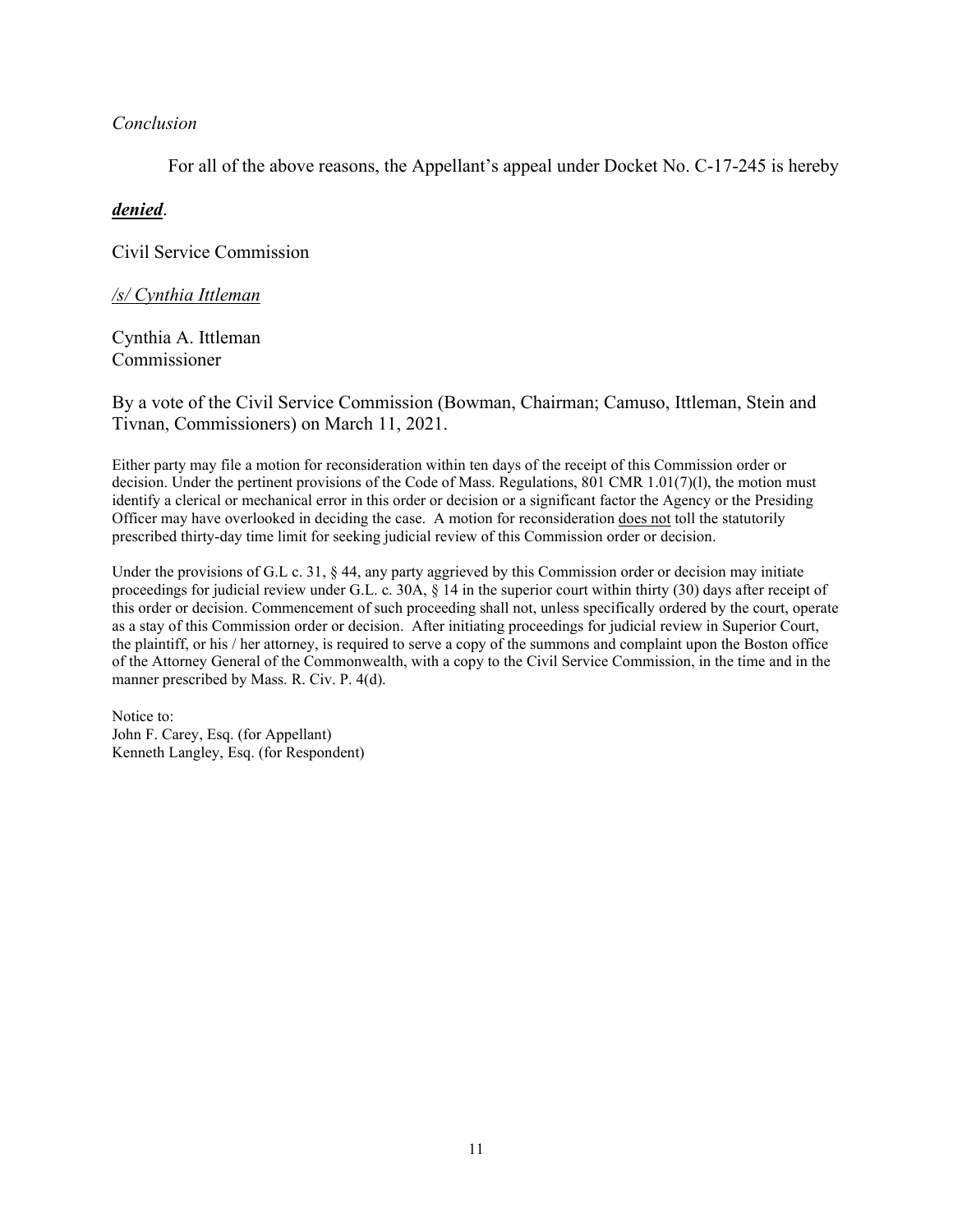*Conclusion*

For all of the above reasons, the Appellant's appeal under Docket No. C-17-245 is hereby ***denied***.

Civil Service Commission

*/s/ Cynthia Ittleman*

Cynthia A. Ittleman
Commissioner

By a vote of the Civil Service Commission (Bowman, Chairman; Camuso, Ittleman, Stein and Tivnan, Commissioners) on March 11, 2021.

Either party may file a motion for reconsideration within ten days of the receipt of this Commission order or decision. Under the pertinent provisions of the Code of Mass. Regulations, 801 CMR 1.01(7)(l), the motion must identify a clerical or mechanical error in this order or decision or a significant factor the Agency or the Presiding Officer may have overlooked in deciding the case. A motion for reconsideration does not toll the statutorily prescribed thirty-day time limit for seeking judicial review of this Commission order or decision.

Under the provisions of G.L c. 31, § 44, any party aggrieved by this Commission order or decision may initiate proceedings for judicial review under G.L. c. 30A, § 14 in the superior court within thirty (30) days after receipt of this order or decision. Commencement of such proceeding shall not, unless specifically ordered by the court, operate as a stay of this Commission order or decision. After initiating proceedings for judicial review in Superior Court, the plaintiff, or his / her attorney, is required to serve a copy of the summons and complaint upon the Boston office of the Attorney General of the Commonwealth, with a copy to the Civil Service Commission, in the time and in the manner prescribed by Mass. R. Civ. P. 4(d).

Notice to:
John F. Carey, Esq. (for Appellant)
Kenneth Langley, Esq. (for Respondent)